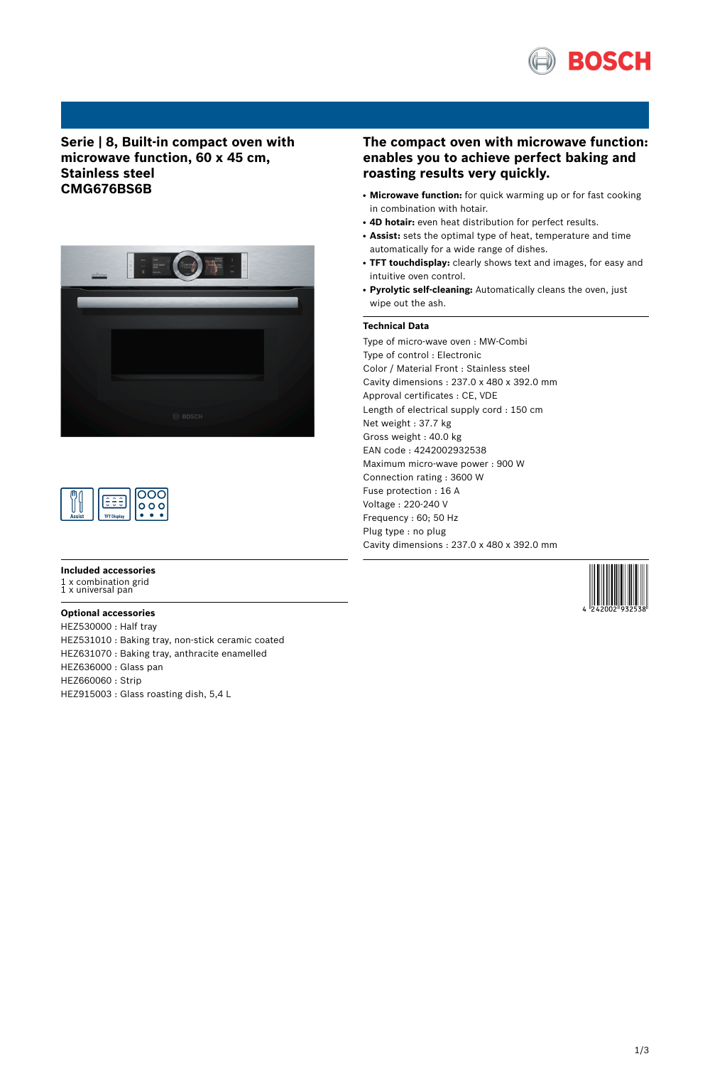# Serie | 8, Built-in compact oven with microwave function, 60 x 45 cm, Stainless steel
# CMG676BS6B

## The compact oven with microwave function: enables you to achieve perfect baking and roasting results very quickly.

- **Microwave function:** for quick warming up or for fast cooking in combination with hotair.
- **4D hotair:** even heat distribution for perfect results.
- **Assist:** sets the optimal type of heat, temperature and time automatically for a wide range of dishes.
- **TFT touchdisplay:** clearly shows text and images, for easy and intuitive oven control.
- **Pyrolytic self-cleaning:** Automatically cleans the oven, just wipe out the ash.

### Technical Data

Type of micro-wave oven : MW-Combi
Type of control : Electronic
Color / Material Front : Stainless steel
Cavity dimensions : 237.0 x 480 x 392.0 mm
Approval certificates : CE, VDE
Length of electrical supply cord : 150 cm
Net weight : 37.7 kg
Gross weight : 40.0 kg
EAN code : 4242002932538
Maximum micro-wave power : 900 W
Connection rating : 3600 W
Fuse protection : 16 A
Voltage : 220-240 V
Frequency : 60; 50 Hz
Plug type : no plug
Cavity dimensions : 237.0 x 480 x 392.0 mm

### Included accessories

1 x combination grid
1 x universal pan

### Optional accessories

HEZ530000 : Half tray
HEZ531010 : Baking tray, non-stick ceramic coated
HEZ631070 : Baking tray, anthracite enamelled
HEZ636000 : Glass pan
HEZ660060 : Strip
HEZ915003 : Glass roasting dish, 5,4 L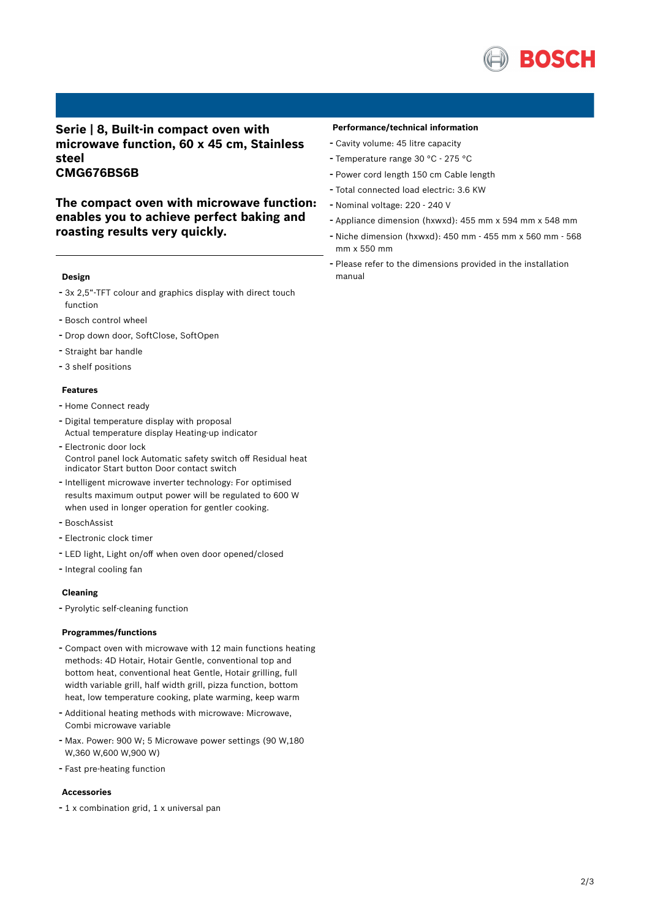## Serie | 8, Built-in compact oven with microwave function, 60 x 45 cm, Stainless steel
## CMG676BS6B

## The compact oven with microwave function: enables you to achieve perfect baking and roasting results very quickly.

### Design

- 3x 2,5"-TFT colour and graphics display with direct touch function
- Bosch control wheel
- Drop down door, SoftClose, SoftOpen
- Straight bar handle
- 3 shelf positions

### Features

- Home Connect ready
- Digital temperature display with proposal
  Actual temperature display Heating-up indicator
- Electronic door lock
  Control panel lock Automatic safety switch off Residual heat indicator Start button Door contact switch
- Intelligent microwave inverter technology: For optimised results maximum output power will be regulated to 600 W when used in longer operation for gentler cooking.
- BoschAssist
- Electronic clock timer
- LED light, Light on/off when oven door opened/closed
- Integral cooling fan

### Cleaning

- Pyrolytic self-cleaning function

### Programmes/functions

- Compact oven with microwave with 12 main functions heating methods: 4D Hotair, Hotair Gentle, conventional top and bottom heat, conventional heat Gentle, Hotair grilling, full width variable grill, half width grill, pizza function, bottom heat, low temperature cooking, plate warming, keep warm
- Additional heating methods with microwave: Microwave, Combi microwave variable
- Max. Power: 900 W; 5 Microwave power settings (90 W,180 W,360 W,600 W,900 W)
- Fast pre-heating function

### Accessories

- 1 x combination grid, 1 x universal pan

### Performance/technical information

- Cavity volume: 45 litre capacity
- Temperature range 30 °C - 275 °C
- Power cord length 150 cm Cable length
- Total connected load electric: 3.6 KW
- Nominal voltage: 220 - 240 V
- Appliance dimension (hxwxd): 455 mm x 594 mm x 548 mm
- Niche dimension (hxwxd): 450 mm - 455 mm x 560 mm - 568 mm x 550 mm
- Please refer to the dimensions provided in the installation manual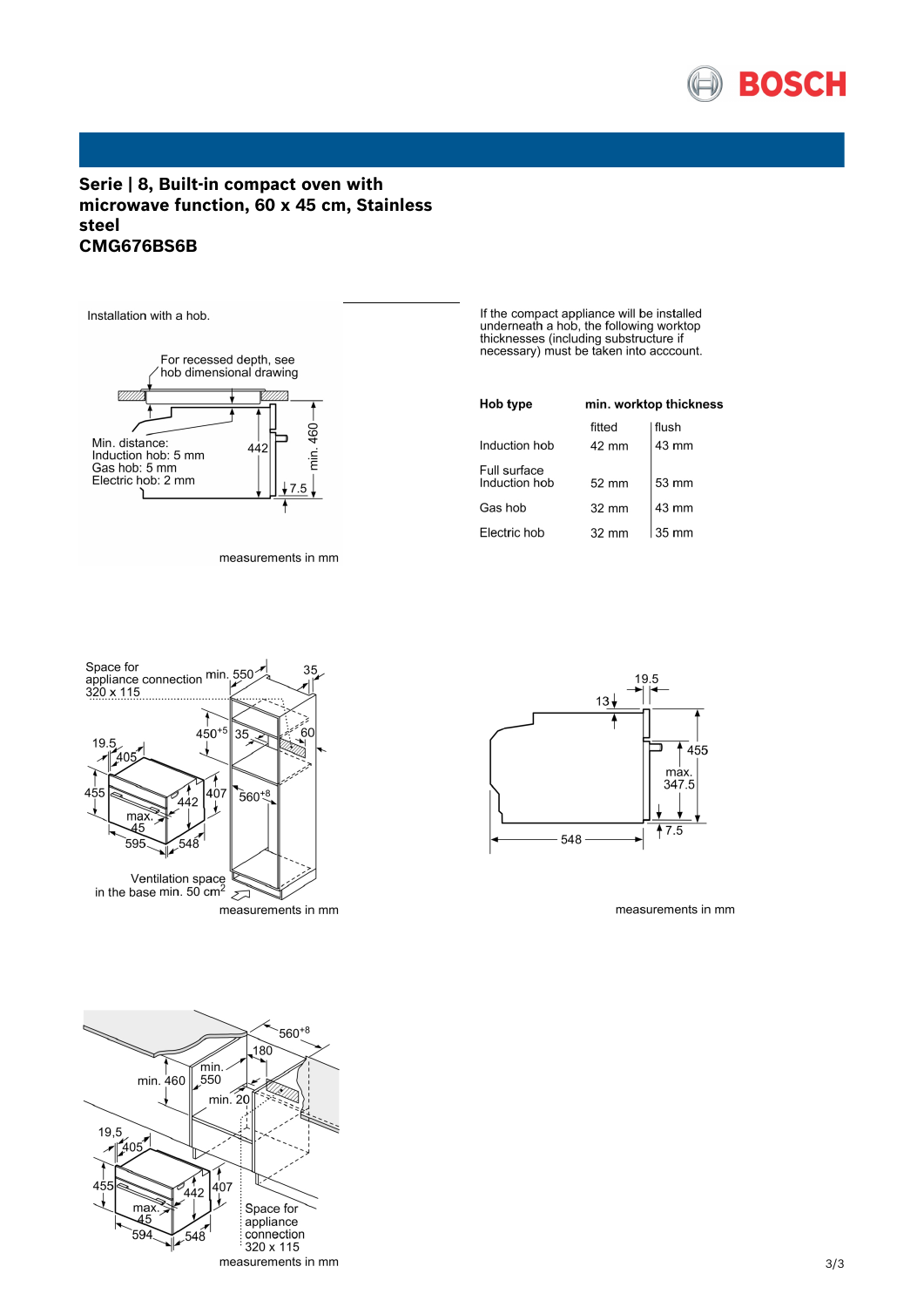# Serie | 8, Built-in compact oven with microwave function, 60 x 45 cm, Stainless steel
# CMG676BS6B

Installation with a hob.

For recessed depth, see hob dimensional drawing

Min. distance:
Induction hob: 5 mm
Gas hob: 5 mm
Electric hob: 2 mm

442

min. 460

7.5

measurements in mm

If the compact appliance will be installed underneath a hob, the following worktop thicknesses (including substructure if necessary) must be taken into acccount.

| Hob type | min. worktop thickness | |
|---|---|---|
| | fitted | flush |
| Induction hob | 42 mm | 43 mm |
| Full surface Induction hob | 52 mm | 53 mm |
| Gas hob | 32 mm | 43 mm |
| Electric hob | 32 mm | 35 mm |

Space for appliance connection 320 x 115

min. 550

35

$450^{+5}$

35

60

19.5

405

455

442

407

$560^{+8}$

max. 45

595

548

Ventilation space in the base min. 50 $cm^2$

measurements in mm

19.5

13

455

max. 347.5

548

7.5

measurements in mm

$560^{+8}$

180

min. 460

min. 550

min. 20

19,5

405

455

442

407

max. 45

594

548

Space for appliance connection 320 x 115

measurements in mm